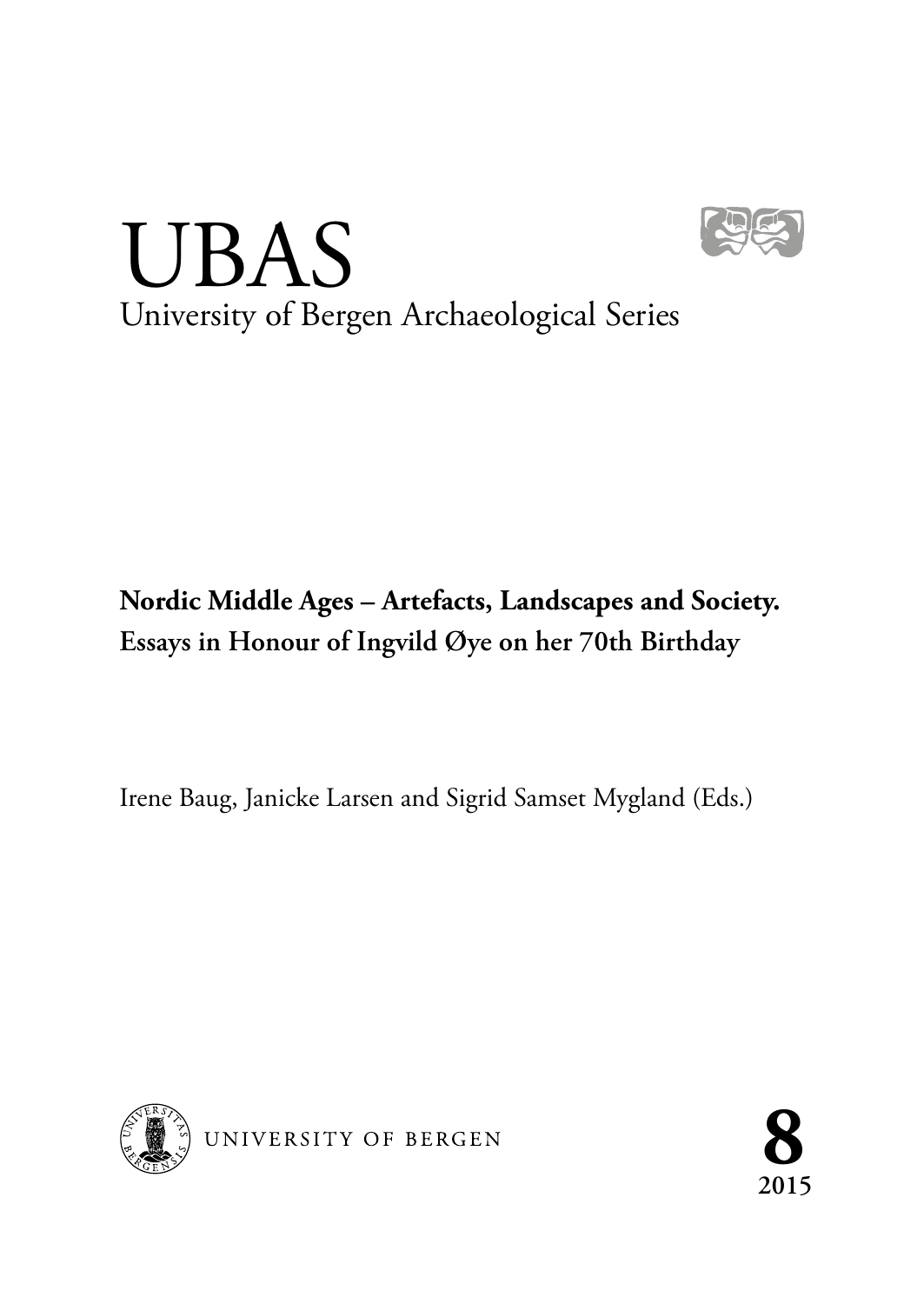# UBAS

University of Bergen Archaeological Series

**Nordic Middle Ages – Artefacts, Landscapes and Society. Essays in Honour of Ingvild Øye on her 70th Birthday**

Irene Baug, Janicke Larsen and Sigrid Samset Mygland (Eds.)

UNIVERSITY OF BERGEN

**8**

**2015**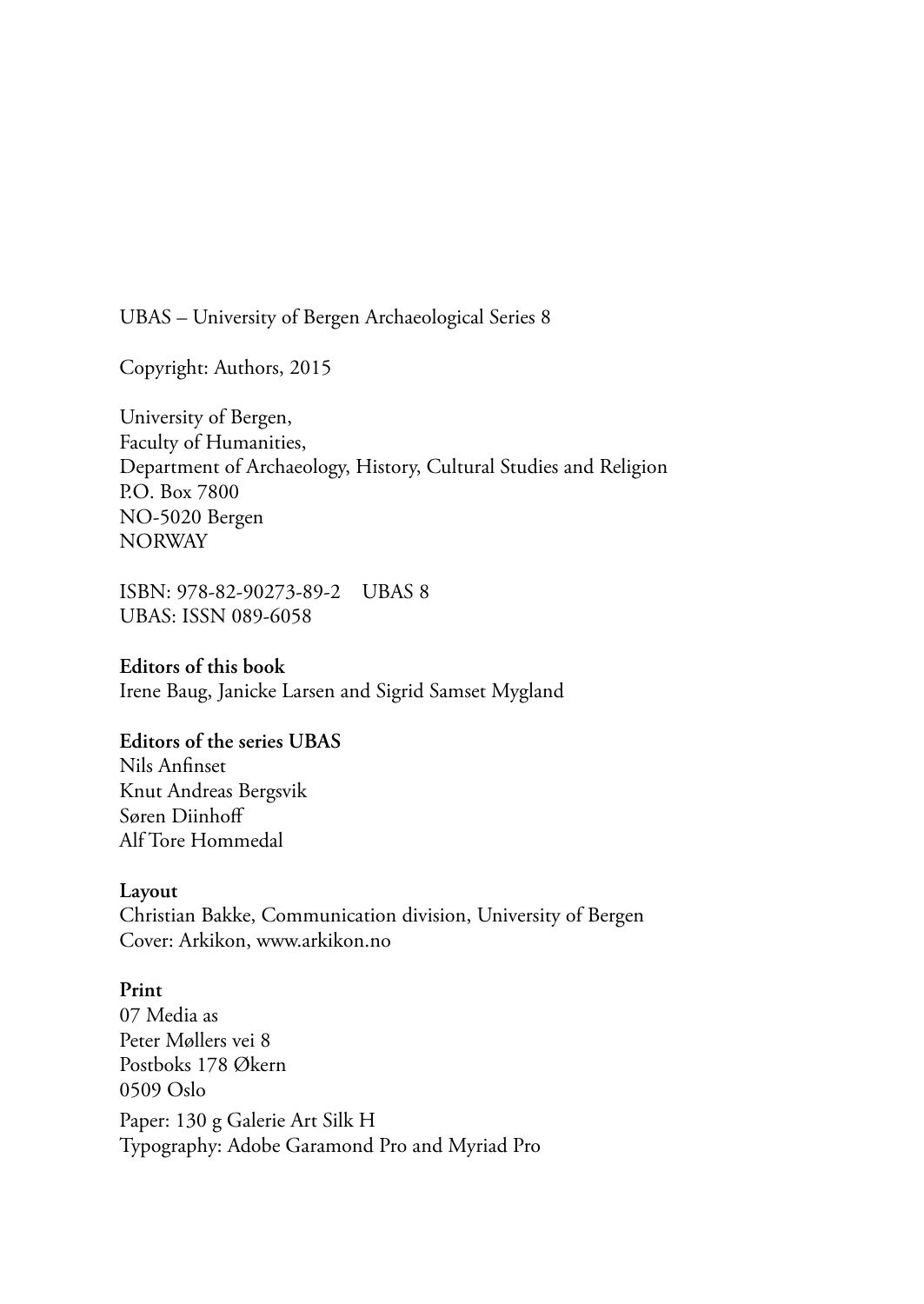UBAS – University of Bergen Archaeological Series 8

Copyright: Authors, 2015

University of Bergen,
Faculty of Humanities,
Department of Archaeology, History, Cultural Studies and Religion
P.O. Box 7800
NO-5020 Bergen
NORWAY

ISBN: 978-82-90273-89-2 UBAS 8
UBAS: ISSN 089-6058

**Editors of this book**
Irene Baug, Janicke Larsen and Sigrid Samset Mygland

**Editors of the series UBAS**
Nils Anfinset
Knut Andreas Bergsvik
Søren Diinhoff
Alf Tore Hommedal

**Layout**
Christian Bakke, Communication division, University of Bergen
Cover: Arkikon, www.arkikon.no

**Print**
07 Media as
Peter Møllers vei 8
Postboks 178 Økern
0509 Oslo

Paper: 130 g Galerie Art Silk H
Typography: Adobe Garamond Pro and Myriad Pro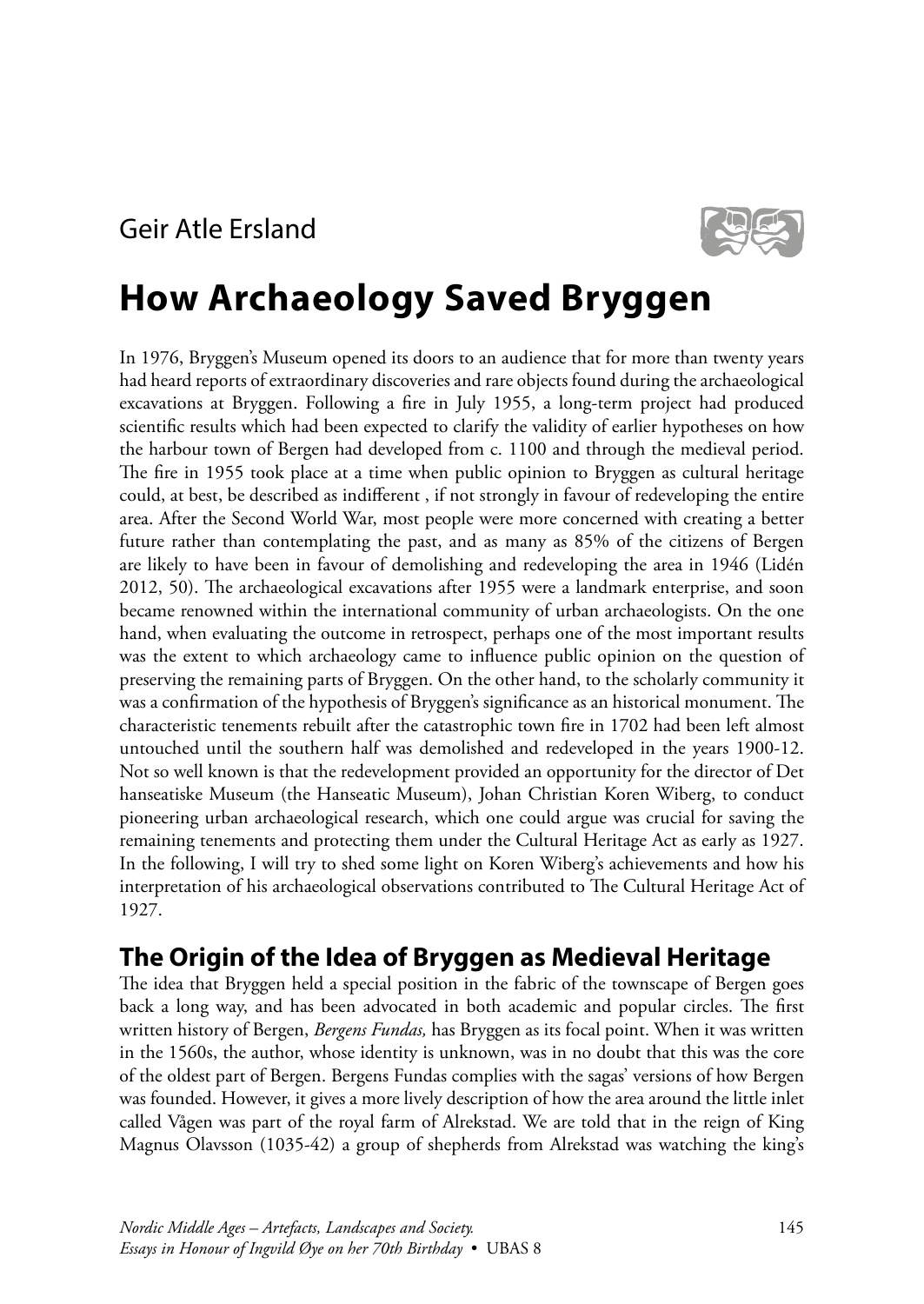Geir Atle Ersland

# How Archaeology Saved Bryggen

In 1976, Bryggen's Museum opened its doors to an audience that for more than twenty years had heard reports of extraordinary discoveries and rare objects found during the archaeological excavations at Bryggen. Following a fire in July 1955, a long-term project had produced scientific results which had been expected to clarify the validity of earlier hypotheses on how the harbour town of Bergen had developed from c. 1100 and through the medieval period. The fire in 1955 took place at a time when public opinion to Bryggen as cultural heritage could, at best, be described as indifferent , if not strongly in favour of redeveloping the entire area. After the Second World War, most people were more concerned with creating a better future rather than contemplating the past, and as many as 85% of the citizens of Bergen are likely to have been in favour of demolishing and redeveloping the area in 1946 (Lidén 2012, 50). The archaeological excavations after 1955 were a landmark enterprise, and soon became renowned within the international community of urban archaeologists. On the one hand, when evaluating the outcome in retrospect, perhaps one of the most important results was the extent to which archaeology came to influence public opinion on the question of preserving the remaining parts of Bryggen. On the other hand, to the scholarly community it was a confirmation of the hypothesis of Bryggen's significance as an historical monument. The characteristic tenements rebuilt after the catastrophic town fire in 1702 had been left almost untouched until the southern half was demolished and redeveloped in the years 1900-12. Not so well known is that the redevelopment provided an opportunity for the director of Det hanseatiske Museum (the Hanseatic Museum), Johan Christian Koren Wiberg, to conduct pioneering urban archaeological research, which one could argue was crucial for saving the remaining tenements and protecting them under the Cultural Heritage Act as early as 1927. In the following, I will try to shed some light on Koren Wiberg's achievements and how his interpretation of his archaeological observations contributed to The Cultural Heritage Act of 1927.

## The Origin of the Idea of Bryggen as Medieval Heritage

The idea that Bryggen held a special position in the fabric of the townscape of Bergen goes back a long way, and has been advocated in both academic and popular circles. The first written history of Bergen, *Bergens Fundas,* has Bryggen as its focal point. When it was written in the 1560s, the author, whose identity is unknown, was in no doubt that this was the core of the oldest part of Bergen. Bergens Fundas complies with the sagas' versions of how Bergen was founded. However, it gives a more lively description of how the area around the little inlet called Vågen was part of the royal farm of Alrekstad. We are told that in the reign of King Magnus Olavsson (1035-42) a group of shepherds from Alrekstad was watching the king's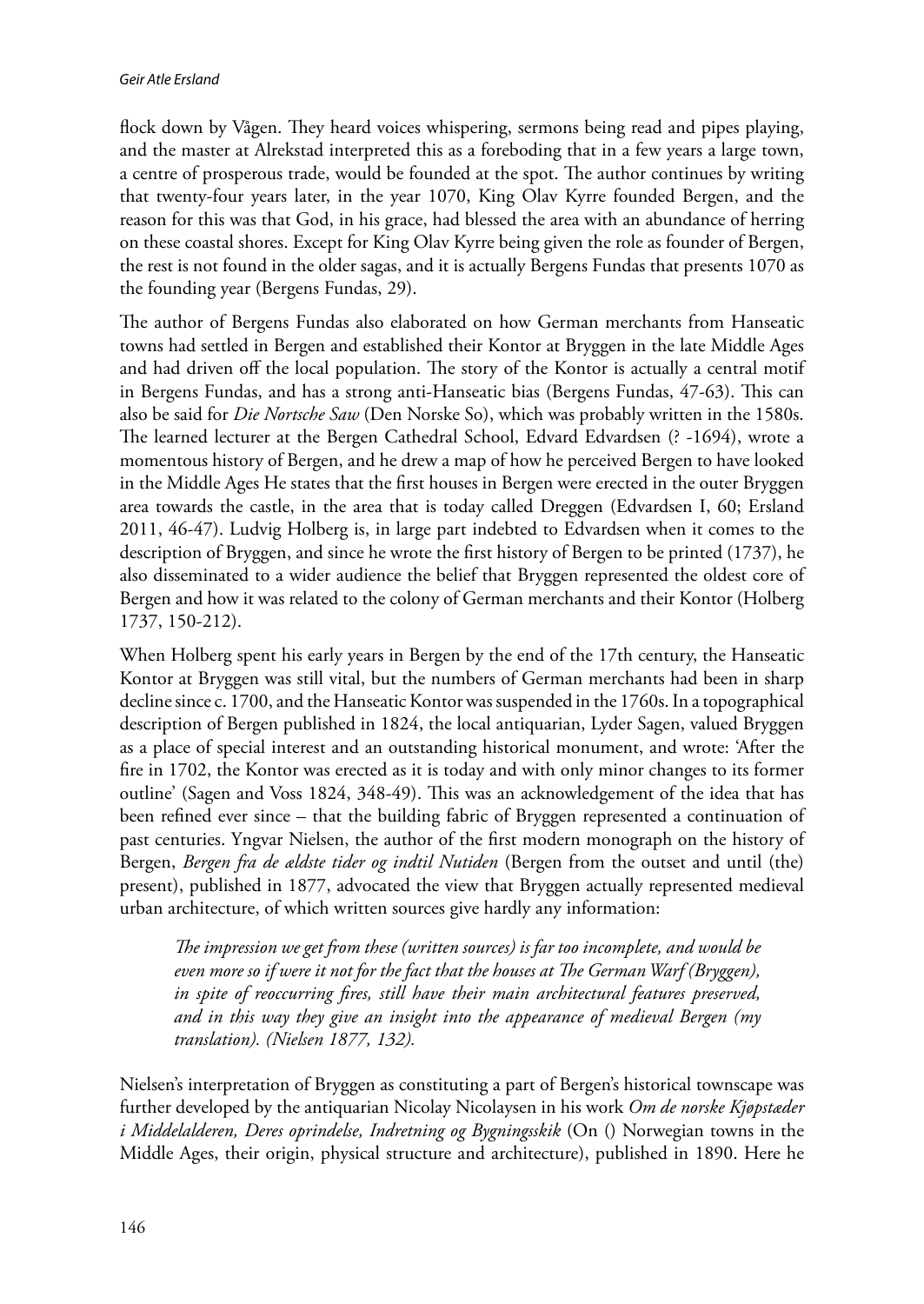flock down by Vågen. They heard voices whispering, sermons being read and pipes playing, and the master at Alrekstad interpreted this as a foreboding that in a few years a large town, a centre of prosperous trade, would be founded at the spot. The author continues by writing that twenty-four years later, in the year 1070, King Olav Kyrre founded Bergen, and the reason for this was that God, in his grace, had blessed the area with an abundance of herring on these coastal shores. Except for King Olav Kyrre being given the role as founder of Bergen, the rest is not found in the older sagas, and it is actually Bergens Fundas that presents 1070 as the founding year (Bergens Fundas, 29).

The author of Bergens Fundas also elaborated on how German merchants from Hanseatic towns had settled in Bergen and established their Kontor at Bryggen in the late Middle Ages and had driven off the local population. The story of the Kontor is actually a central motif in Bergens Fundas, and has a strong anti-Hanseatic bias (Bergens Fundas, 47-63). This can also be said for *Die Nortsche Saw* (Den Norske So), which was probably written in the 1580s. The learned lecturer at the Bergen Cathedral School, Edvard Edvardsen (? -1694), wrote a momentous history of Bergen, and he drew a map of how he perceived Bergen to have looked in the Middle Ages He states that the first houses in Bergen were erected in the outer Bryggen area towards the castle, in the area that is today called Dreggen (Edvardsen I, 60; Ersland 2011, 46-47). Ludvig Holberg is, in large part indebted to Edvardsen when it comes to the description of Bryggen, and since he wrote the first history of Bergen to be printed (1737), he also disseminated to a wider audience the belief that Bryggen represented the oldest core of Bergen and how it was related to the colony of German merchants and their Kontor (Holberg 1737, 150-212).

When Holberg spent his early years in Bergen by the end of the 17th century, the Hanseatic Kontor at Bryggen was still vital, but the numbers of German merchants had been in sharp decline since c. 1700, and the Hanseatic Kontor was suspended in the 1760s. In a topographical description of Bergen published in 1824, the local antiquarian, Lyder Sagen, valued Bryggen as a place of special interest and an outstanding historical monument, and wrote: 'After the fire in 1702, the Kontor was erected as it is today and with only minor changes to its former outline' (Sagen and Voss 1824, 348-49). This was an acknowledgement of the idea that has been refined ever since – that the building fabric of Bryggen represented a continuation of past centuries. Yngvar Nielsen, the author of the first modern monograph on the history of Bergen, *Bergen fra de ældste tider og indtil Nutiden* (Bergen from the outset and until (the) present), published in 1877, advocated the view that Bryggen actually represented medieval urban architecture, of which written sources give hardly any information:

> *The impression we get from these (written sources) is far too incomplete, and would be even more so if were it not for the fact that the houses at The German Warf (Bryggen), in spite of reoccurring fires, still have their main architectural features preserved, and in this way they give an insight into the appearance of medieval Bergen (my translation). (Nielsen 1877, 132).*

Nielsen's interpretation of Bryggen as constituting a part of Bergen's historical townscape was further developed by the antiquarian Nicolay Nicolaysen in his work *Om de norske Kjøpstæder i Middelalderen, Deres oprindelse, Indretning og Bygningsskik* (On () Norwegian towns in the Middle Ages, their origin, physical structure and architecture), published in 1890. Here he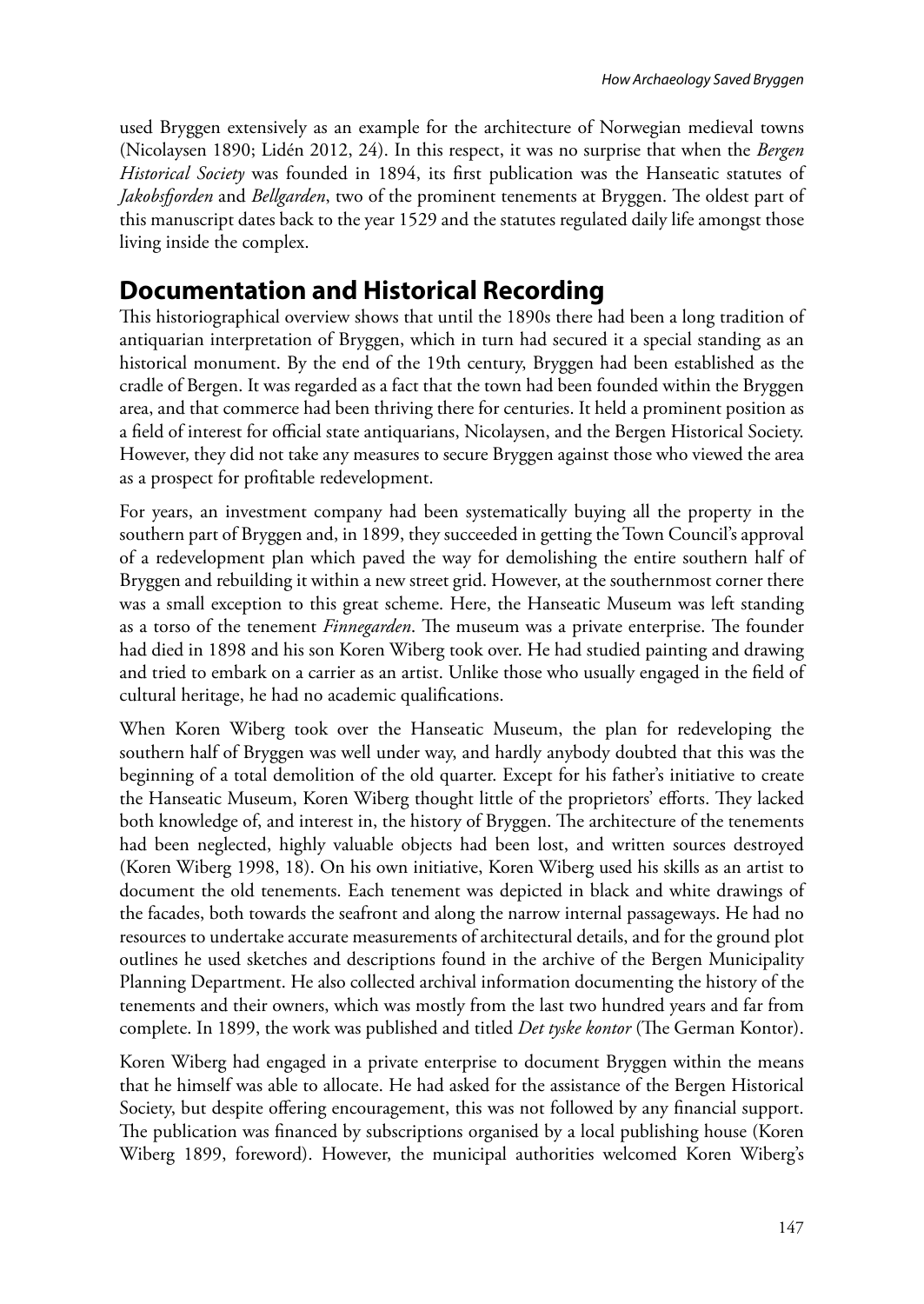used Bryggen extensively as an example for the architecture of Norwegian medieval towns (Nicolaysen 1890; Lidén 2012, 24). In this respect, it was no surprise that when the *Bergen Historical Society* was founded in 1894, its first publication was the Hanseatic statutes of *Jakobsfjorden* and *Bellgarden*, two of the prominent tenements at Bryggen. The oldest part of this manuscript dates back to the year 1529 and the statutes regulated daily life amongst those living inside the complex.

## Documentation and Historical Recording

This historiographical overview shows that until the 1890s there had been a long tradition of antiquarian interpretation of Bryggen, which in turn had secured it a special standing as an historical monument. By the end of the 19th century, Bryggen had been established as the cradle of Bergen. It was regarded as a fact that the town had been founded within the Bryggen area, and that commerce had been thriving there for centuries. It held a prominent position as a field of interest for official state antiquarians, Nicolaysen, and the Bergen Historical Society. However, they did not take any measures to secure Bryggen against those who viewed the area as a prospect for profitable redevelopment.

For years, an investment company had been systematically buying all the property in the southern part of Bryggen and, in 1899, they succeeded in getting the Town Council's approval of a redevelopment plan which paved the way for demolishing the entire southern half of Bryggen and rebuilding it within a new street grid. However, at the southernmost corner there was a small exception to this great scheme. Here, the Hanseatic Museum was left standing as a torso of the tenement *Finnegarden*. The museum was a private enterprise. The founder had died in 1898 and his son Koren Wiberg took over. He had studied painting and drawing and tried to embark on a carrier as an artist. Unlike those who usually engaged in the field of cultural heritage, he had no academic qualifications.

When Koren Wiberg took over the Hanseatic Museum, the plan for redeveloping the southern half of Bryggen was well under way, and hardly anybody doubted that this was the beginning of a total demolition of the old quarter. Except for his father's initiative to create the Hanseatic Museum, Koren Wiberg thought little of the proprietors' efforts. They lacked both knowledge of, and interest in, the history of Bryggen. The architecture of the tenements had been neglected, highly valuable objects had been lost, and written sources destroyed (Koren Wiberg 1998, 18). On his own initiative, Koren Wiberg used his skills as an artist to document the old tenements. Each tenement was depicted in black and white drawings of the facades, both towards the seafront and along the narrow internal passageways. He had no resources to undertake accurate measurements of architectural details, and for the ground plot outlines he used sketches and descriptions found in the archive of the Bergen Municipality Planning Department. He also collected archival information documenting the history of the tenements and their owners, which was mostly from the last two hundred years and far from complete. In 1899, the work was published and titled *Det tyske kontor* (The German Kontor).

Koren Wiberg had engaged in a private enterprise to document Bryggen within the means that he himself was able to allocate. He had asked for the assistance of the Bergen Historical Society, but despite offering encouragement, this was not followed by any financial support. The publication was financed by subscriptions organised by a local publishing house (Koren Wiberg 1899, foreword). However, the municipal authorities welcomed Koren Wiberg's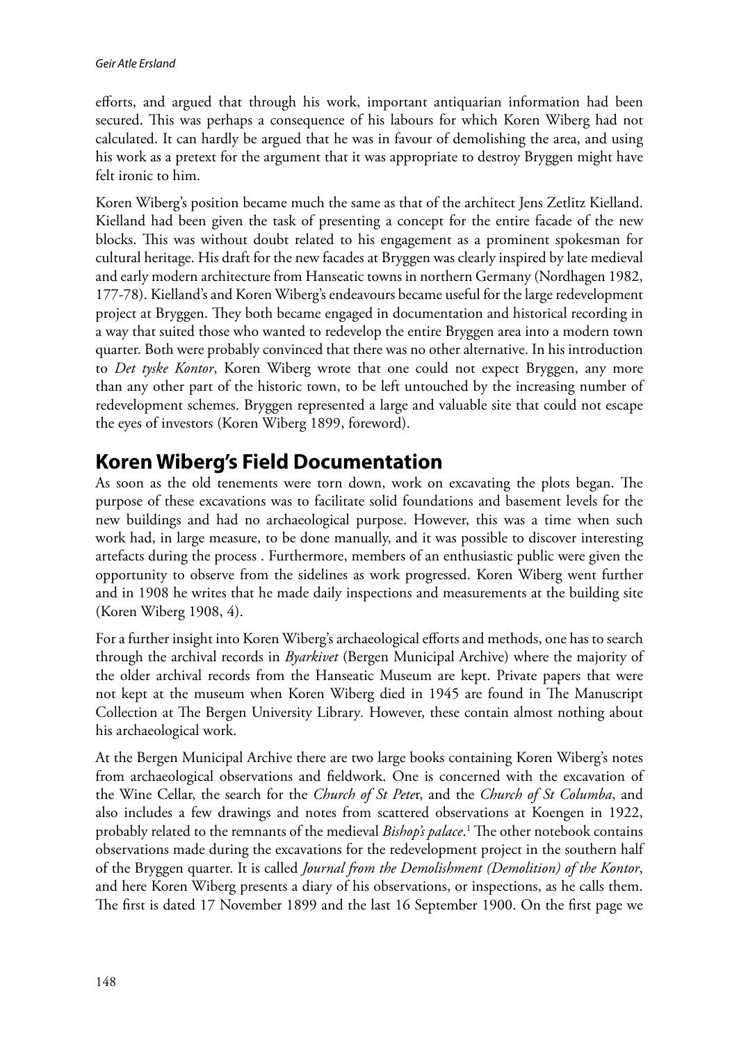efforts, and argued that through his work, important antiquarian information had been secured. This was perhaps a consequence of his labours for which Koren Wiberg had not calculated. It can hardly be argued that he was in favour of demolishing the area, and using his work as a pretext for the argument that it was appropriate to destroy Bryggen might have felt ironic to him.

Koren Wiberg's position became much the same as that of the architect Jens Zetlitz Kielland. Kielland had been given the task of presenting a concept for the entire facade of the new blocks. This was without doubt related to his engagement as a prominent spokesman for cultural heritage. His draft for the new facades at Bryggen was clearly inspired by late medieval and early modern architecture from Hanseatic towns in northern Germany (Nordhagen 1982, 177-78). Kielland's and Koren Wiberg's endeavours became useful for the large redevelopment project at Bryggen. They both became engaged in documentation and historical recording in a way that suited those who wanted to redevelop the entire Bryggen area into a modern town quarter. Both were probably convinced that there was no other alternative. In his introduction to *Det tyske Kontor*, Koren Wiberg wrote that one could not expect Bryggen, any more than any other part of the historic town, to be left untouched by the increasing number of redevelopment schemes. Bryggen represented a large and valuable site that could not escape the eyes of investors (Koren Wiberg 1899, foreword).

## Koren Wiberg's Field Documentation

As soon as the old tenements were torn down, work on excavating the plots began. The purpose of these excavations was to facilitate solid foundations and basement levels for the new buildings and had no archaeological purpose. However, this was a time when such work had, in large measure, to be done manually, and it was possible to discover interesting artefacts during the process . Furthermore, members of an enthusiastic public were given the opportunity to observe from the sidelines as work progressed. Koren Wiberg went further and in 1908 he writes that he made daily inspections and measurements at the building site (Koren Wiberg 1908, 4).

For a further insight into Koren Wiberg's archaeological efforts and methods, one has to search through the archival records in *Byarkivet* (Bergen Municipal Archive) where the majority of the older archival records from the Hanseatic Museum are kept. Private papers that were not kept at the museum when Koren Wiberg died in 1945 are found in The Manuscript Collection at The Bergen University Library. However, these contain almost nothing about his archaeological work.

At the Bergen Municipal Archive there are two large books containing Koren Wiberg's notes from archaeological observations and fieldwork. One is concerned with the excavation of the Wine Cellar, the search for the *Church of St Peter*, and the *Church of St Columba*, and also includes a few drawings and notes from scattered observations at Koengen in 1922, probably related to the remnants of the medieval *Bishop's palace*.[1] The other notebook contains observations made during the excavations for the redevelopment project in the southern half of the Bryggen quarter. It is called *Journal from the Demolishment (Demolition) of the Kontor*, and here Koren Wiberg presents a diary of his observations, or inspections, as he calls them. The first is dated 17 November 1899 and the last 16 September 1900. On the first page we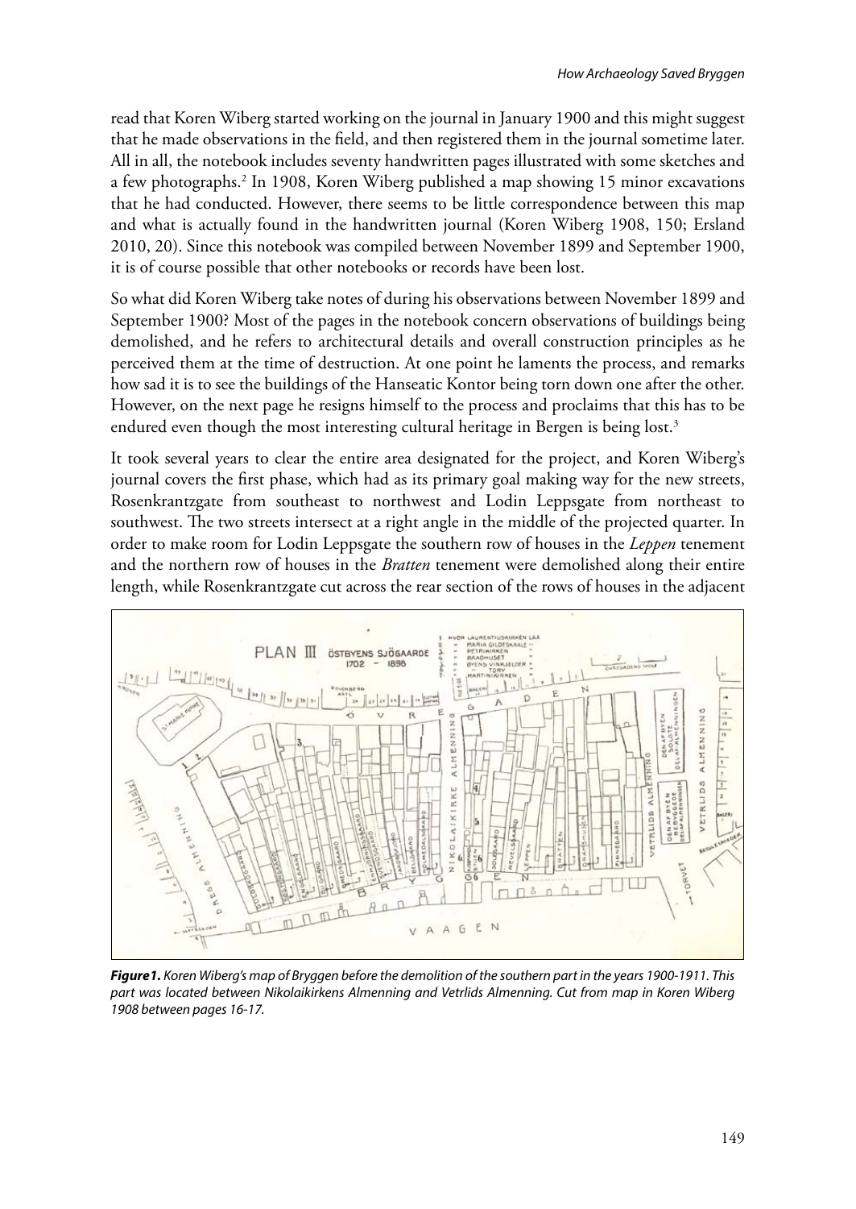read that Koren Wiberg started working on the journal in January 1900 and this might suggest that he made observations in the field, and then registered them in the journal sometime later. All in all, the notebook includes seventy handwritten pages illustrated with some sketches and a few photographs.[2] In 1908, Koren Wiberg published a map showing 15 minor excavations that he had conducted. However, there seems to be little correspondence between this map and what is actually found in the handwritten journal (Koren Wiberg 1908, 150; Ersland 2010, 20). Since this notebook was compiled between November 1899 and September 1900, it is of course possible that other notebooks or records have been lost.

So what did Koren Wiberg take notes of during his observations between November 1899 and September 1900? Most of the pages in the notebook concern observations of buildings being demolished, and he refers to architectural details and overall construction principles as he perceived them at the time of destruction. At one point he laments the process, and remarks how sad it is to see the buildings of the Hanseatic Kontor being torn down one after the other. However, on the next page he resigns himself to the process and proclaims that this has to be endured even though the most interesting cultural heritage in Bergen is being lost.[3]

It took several years to clear the entire area designated for the project, and Koren Wiberg's journal covers the first phase, which had as its primary goal making way for the new streets, Rosenkrantzgate from southeast to northwest and Lodin Leppsgate from northeast to southwest. The two streets intersect at a right angle in the middle of the projected quarter. In order to make room for Lodin Leppsgate the southern row of houses in the *Leppen* tenement and the northern row of houses in the *Bratten* tenement were demolished along their entire length, while Rosenkrantzgate cut across the rear section of the rows of houses in the adjacent

***Figure1.*** *Koren Wiberg's map of Bryggen before the demolition of the southern part in the years 1900-1911. This part was located between Nikolaikirkens Almenning and Vetrlids Almenning. Cut from map in Koren Wiberg 1908 between pages 16-17.*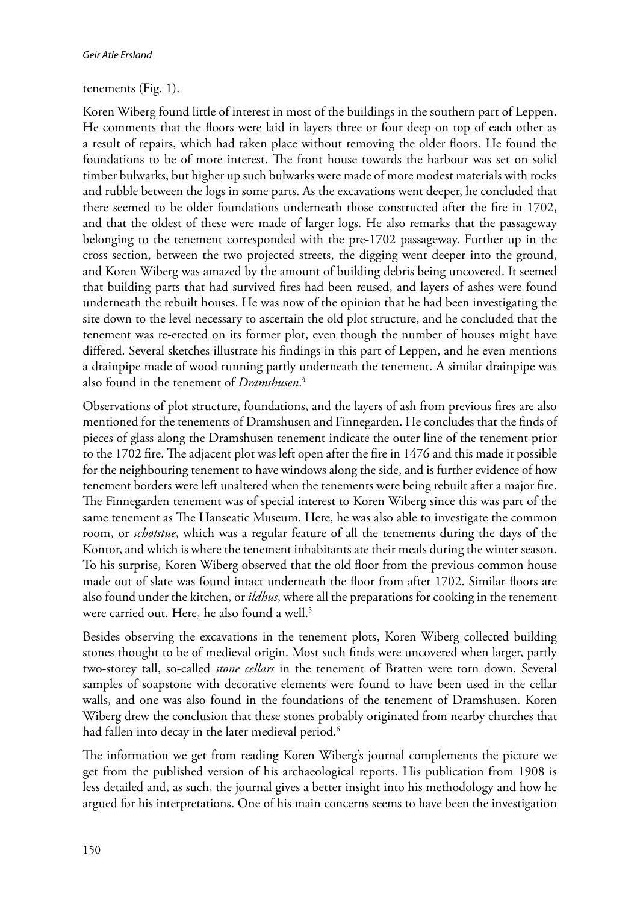tenements (Fig. 1).

Koren Wiberg found little of interest in most of the buildings in the southern part of Leppen. He comments that the floors were laid in layers three or four deep on top of each other as a result of repairs, which had taken place without removing the older floors. He found the foundations to be of more interest. The front house towards the harbour was set on solid timber bulwarks, but higher up such bulwarks were made of more modest materials with rocks and rubble between the logs in some parts. As the excavations went deeper, he concluded that there seemed to be older foundations underneath those constructed after the fire in 1702, and that the oldest of these were made of larger logs. He also remarks that the passageway belonging to the tenement corresponded with the pre-1702 passageway. Further up in the cross section, between the two projected streets, the digging went deeper into the ground, and Koren Wiberg was amazed by the amount of building debris being uncovered. It seemed that building parts that had survived fires had been reused, and layers of ashes were found underneath the rebuilt houses. He was now of the opinion that he had been investigating the site down to the level necessary to ascertain the old plot structure, and he concluded that the tenement was re-erected on its former plot, even though the number of houses might have differed. Several sketches illustrate his findings in this part of Leppen, and he even mentions a drainpipe made of wood running partly underneath the tenement. A similar drainpipe was also found in the tenement of *Dramshusen*.[4]

Observations of plot structure, foundations, and the layers of ash from previous fires are also mentioned for the tenements of Dramshusen and Finnegarden. He concludes that the finds of pieces of glass along the Dramshusen tenement indicate the outer line of the tenement prior to the 1702 fire. The adjacent plot was left open after the fire in 1476 and this made it possible for the neighbouring tenement to have windows along the side, and is further evidence of how tenement borders were left unaltered when the tenements were being rebuilt after a major fire. The Finnegarden tenement was of special interest to Koren Wiberg since this was part of the same tenement as The Hanseatic Museum. Here, he was also able to investigate the common room, or *schøtstue*, which was a regular feature of all the tenements during the days of the Kontor, and which is where the tenement inhabitants ate their meals during the winter season. To his surprise, Koren Wiberg observed that the old floor from the previous common house made out of slate was found intact underneath the floor from after 1702. Similar floors are also found under the kitchen, or *ildhus*, where all the preparations for cooking in the tenement were carried out. Here, he also found a well.[5]

Besides observing the excavations in the tenement plots, Koren Wiberg collected building stones thought to be of medieval origin. Most such finds were uncovered when larger, partly two-storey tall, so-called *stone cellars* in the tenement of Bratten were torn down. Several samples of soapstone with decorative elements were found to have been used in the cellar walls, and one was also found in the foundations of the tenement of Dramshusen. Koren Wiberg drew the conclusion that these stones probably originated from nearby churches that had fallen into decay in the later medieval period.[6]

The information we get from reading Koren Wiberg's journal complements the picture we get from the published version of his archaeological reports. His publication from 1908 is less detailed and, as such, the journal gives a better insight into his methodology and how he argued for his interpretations. One of his main concerns seems to have been the investigation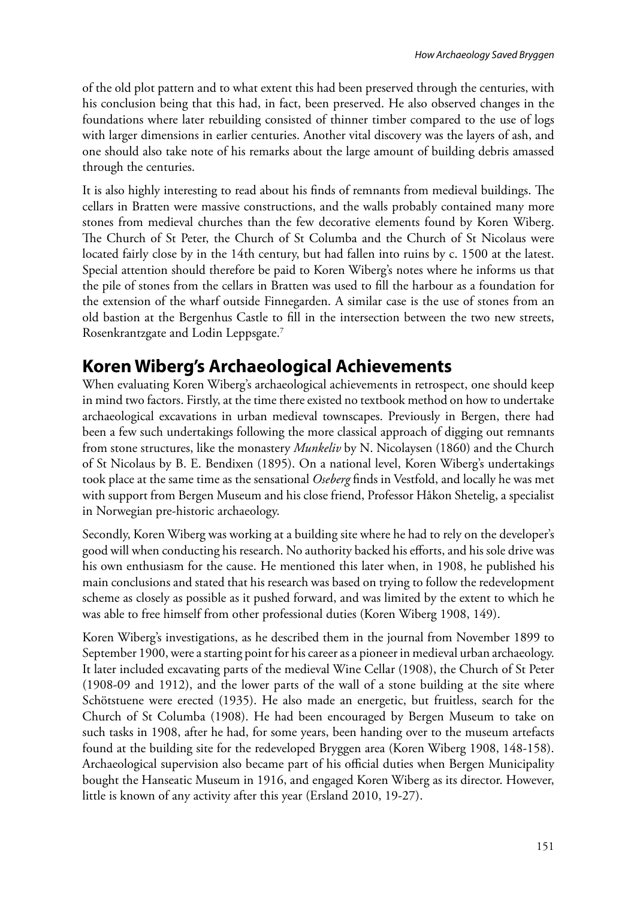of the old plot pattern and to what extent this had been preserved through the centuries, with his conclusion being that this had, in fact, been preserved. He also observed changes in the foundations where later rebuilding consisted of thinner timber compared to the use of logs with larger dimensions in earlier centuries. Another vital discovery was the layers of ash, and one should also take note of his remarks about the large amount of building debris amassed through the centuries.

It is also highly interesting to read about his finds of remnants from medieval buildings. The cellars in Bratten were massive constructions, and the walls probably contained many more stones from medieval churches than the few decorative elements found by Koren Wiberg. The Church of St Peter, the Church of St Columba and the Church of St Nicolaus were located fairly close by in the 14th century, but had fallen into ruins by c. 1500 at the latest. Special attention should therefore be paid to Koren Wiberg's notes where he informs us that the pile of stones from the cellars in Bratten was used to fill the harbour as a foundation for the extension of the wharf outside Finnegarden. A similar case is the use of stones from an old bastion at the Bergenhus Castle to fill in the intersection between the two new streets, Rosenkrantzgate and Lodin Leppsgate.[7]

## Koren Wiberg's Archaeological Achievements

When evaluating Koren Wiberg's archaeological achievements in retrospect, one should keep in mind two factors. Firstly, at the time there existed no textbook method on how to undertake archaeological excavations in urban medieval townscapes. Previously in Bergen, there had been a few such undertakings following the more classical approach of digging out remnants from stone structures, like the monastery *Munkeliv* by N. Nicolaysen (1860) and the Church of St Nicolaus by B. E. Bendixen (1895). On a national level, Koren Wiberg's undertakings took place at the same time as the sensational *Oseberg* finds in Vestfold, and locally he was met with support from Bergen Museum and his close friend, Professor Håkon Shetelig, a specialist in Norwegian pre-historic archaeology.

Secondly, Koren Wiberg was working at a building site where he had to rely on the developer's good will when conducting his research. No authority backed his efforts, and his sole drive was his own enthusiasm for the cause. He mentioned this later when, in 1908, he published his main conclusions and stated that his research was based on trying to follow the redevelopment scheme as closely as possible as it pushed forward, and was limited by the extent to which he was able to free himself from other professional duties (Koren Wiberg 1908, 149).

Koren Wiberg's investigations, as he described them in the journal from November 1899 to September 1900, were a starting point for his career as a pioneer in medieval urban archaeology. It later included excavating parts of the medieval Wine Cellar (1908), the Church of St Peter (1908-09 and 1912), and the lower parts of the wall of a stone building at the site where Schötstuene were erected (1935). He also made an energetic, but fruitless, search for the Church of St Columba (1908). He had been encouraged by Bergen Museum to take on such tasks in 1908, after he had, for some years, been handing over to the museum artefacts found at the building site for the redeveloped Bryggen area (Koren Wiberg 1908, 148-158). Archaeological supervision also became part of his official duties when Bergen Municipality bought the Hanseatic Museum in 1916, and engaged Koren Wiberg as its director. However, little is known of any activity after this year (Ersland 2010, 19-27).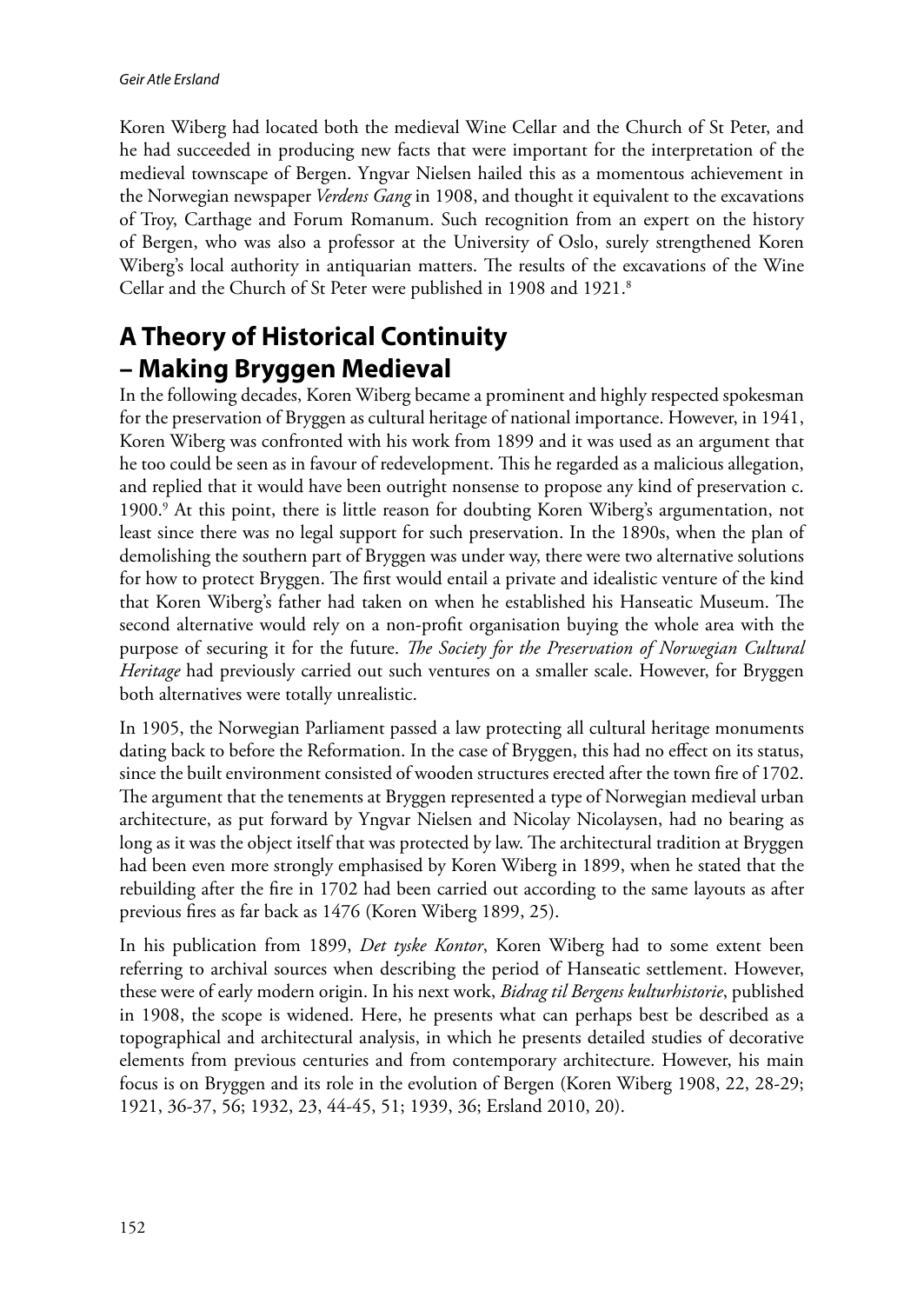Koren Wiberg had located both the medieval Wine Cellar and the Church of St Peter, and he had succeeded in producing new facts that were important for the interpretation of the medieval townscape of Bergen. Yngvar Nielsen hailed this as a momentous achievement in the Norwegian newspaper *Verdens Gang* in 1908, and thought it equivalent to the excavations of Troy, Carthage and Forum Romanum. Such recognition from an expert on the history of Bergen, who was also a professor at the University of Oslo, surely strengthened Koren Wiberg's local authority in antiquarian matters. The results of the excavations of the Wine Cellar and the Church of St Peter were published in 1908 and 1921.[8]

## A Theory of Historical Continuity – Making Bryggen Medieval

In the following decades, Koren Wiberg became a prominent and highly respected spokesman for the preservation of Bryggen as cultural heritage of national importance. However, in 1941, Koren Wiberg was confronted with his work from 1899 and it was used as an argument that he too could be seen as in favour of redevelopment. This he regarded as a malicious allegation, and replied that it would have been outright nonsense to propose any kind of preservation c. 1900.[9] At this point, there is little reason for doubting Koren Wiberg's argumentation, not least since there was no legal support for such preservation. In the 1890s, when the plan of demolishing the southern part of Bryggen was under way, there were two alternative solutions for how to protect Bryggen. The first would entail a private and idealistic venture of the kind that Koren Wiberg's father had taken on when he established his Hanseatic Museum. The second alternative would rely on a non-profit organisation buying the whole area with the purpose of securing it for the future. *The Society for the Preservation of Norwegian Cultural Heritage* had previously carried out such ventures on a smaller scale. However, for Bryggen both alternatives were totally unrealistic.

In 1905, the Norwegian Parliament passed a law protecting all cultural heritage monuments dating back to before the Reformation. In the case of Bryggen, this had no effect on its status, since the built environment consisted of wooden structures erected after the town fire of 1702. The argument that the tenements at Bryggen represented a type of Norwegian medieval urban architecture, as put forward by Yngvar Nielsen and Nicolay Nicolaysen, had no bearing as long as it was the object itself that was protected by law. The architectural tradition at Bryggen had been even more strongly emphasised by Koren Wiberg in 1899, when he stated that the rebuilding after the fire in 1702 had been carried out according to the same layouts as after previous fires as far back as 1476 (Koren Wiberg 1899, 25).

In his publication from 1899, *Det tyske Kontor*, Koren Wiberg had to some extent been referring to archival sources when describing the period of Hanseatic settlement. However, these were of early modern origin. In his next work, *Bidrag til Bergens kulturhistorie*, published in 1908, the scope is widened. Here, he presents what can perhaps best be described as a topographical and architectural analysis, in which he presents detailed studies of decorative elements from previous centuries and from contemporary architecture. However, his main focus is on Bryggen and its role in the evolution of Bergen (Koren Wiberg 1908, 22, 28-29; 1921, 36-37, 56; 1932, 23, 44-45, 51; 1939, 36; Ersland 2010, 20).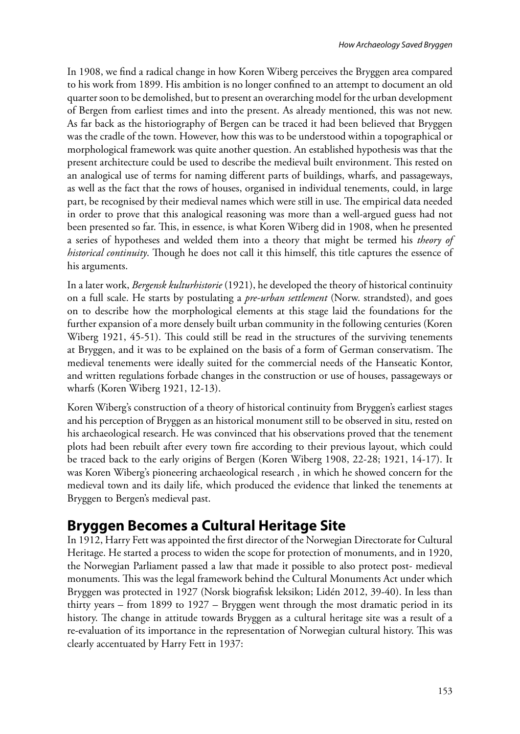In 1908, we find a radical change in how Koren Wiberg perceives the Bryggen area compared to his work from 1899. His ambition is no longer confined to an attempt to document an old quarter soon to be demolished, but to present an overarching model for the urban development of Bergen from earliest times and into the present. As already mentioned, this was not new. As far back as the historiography of Bergen can be traced it had been believed that Bryggen was the cradle of the town. However, how this was to be understood within a topographical or morphological framework was quite another question. An established hypothesis was that the present architecture could be used to describe the medieval built environment. This rested on an analogical use of terms for naming different parts of buildings, wharfs, and passageways, as well as the fact that the rows of houses, organised in individual tenements, could, in large part, be recognised by their medieval names which were still in use. The empirical data needed in order to prove that this analogical reasoning was more than a well-argued guess had not been presented so far. This, in essence, is what Koren Wiberg did in 1908, when he presented a series of hypotheses and welded them into a theory that might be termed his *theory of historical continuity*. Though he does not call it this himself, this title captures the essence of his arguments.

In a later work, *Bergensk kulturhistorie* (1921), he developed the theory of historical continuity on a full scale. He starts by postulating a *pre-urban settlement* (Norw. strandsted), and goes on to describe how the morphological elements at this stage laid the foundations for the further expansion of a more densely built urban community in the following centuries (Koren Wiberg 1921, 45-51). This could still be read in the structures of the surviving tenements at Bryggen, and it was to be explained on the basis of a form of German conservatism. The medieval tenements were ideally suited for the commercial needs of the Hanseatic Kontor, and written regulations forbade changes in the construction or use of houses, passageways or wharfs (Koren Wiberg 1921, 12-13).

Koren Wiberg's construction of a theory of historical continuity from Bryggen's earliest stages and his perception of Bryggen as an historical monument still to be observed in situ, rested on his archaeological research. He was convinced that his observations proved that the tenement plots had been rebuilt after every town fire according to their previous layout, which could be traced back to the early origins of Bergen (Koren Wiberg 1908, 22-28; 1921, 14-17). It was Koren Wiberg's pioneering archaeological research , in which he showed concern for the medieval town and its daily life, which produced the evidence that linked the tenements at Bryggen to Bergen's medieval past.

## Bryggen Becomes a Cultural Heritage Site

In 1912, Harry Fett was appointed the first director of the Norwegian Directorate for Cultural Heritage. He started a process to widen the scope for protection of monuments, and in 1920, the Norwegian Parliament passed a law that made it possible to also protect post- medieval monuments. This was the legal framework behind the Cultural Monuments Act under which Bryggen was protected in 1927 (Norsk biografisk leksikon; Lidén 2012, 39-40). In less than thirty years – from 1899 to 1927 – Bryggen went through the most dramatic period in its history. The change in attitude towards Bryggen as a cultural heritage site was a result of a re-evaluation of its importance in the representation of Norwegian cultural history. This was clearly accentuated by Harry Fett in 1937: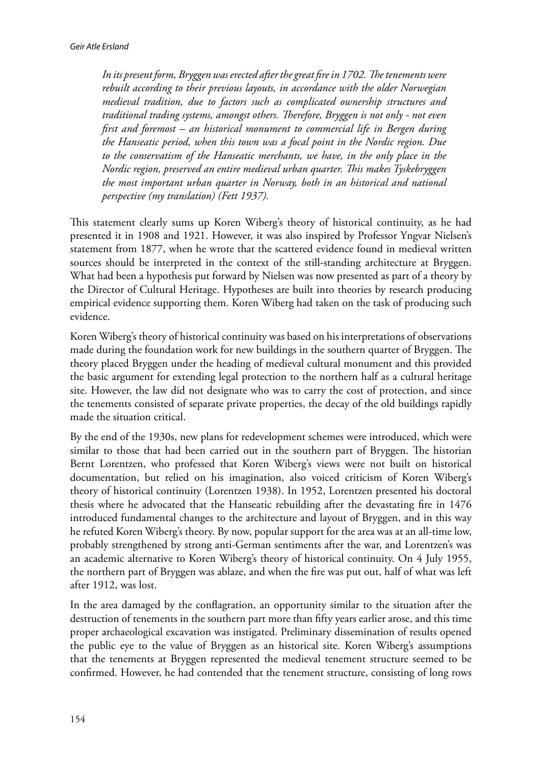> *In its present form, Bryggen was erected after the great fire in 1702. The tenements were rebuilt according to their previous layouts, in accordance with the older Norwegian medieval tradition, due to factors such as complicated ownership structures and traditional trading systems, amongst others. Therefore, Bryggen is not only - not even first and foremost – an historical monument to commercial life in Bergen during the Hanseatic period, when this town was a focal point in the Nordic region. Due to the conservatism of the Hanseatic merchants, we have, in the only place in the Nordic region, preserved an entire medieval urban quarter. This makes Tyskebryggen the most important urban quarter in Norway, both in an historical and national perspective (my translation) (Fett 1937).*

This statement clearly sums up Koren Wiberg's theory of historical continuity, as he had presented it in 1908 and 1921. However, it was also inspired by Professor Yngvar Nielsen's statement from 1877, when he wrote that the scattered evidence found in medieval written sources should be interpreted in the context of the still-standing architecture at Bryggen. What had been a hypothesis put forward by Nielsen was now presented as part of a theory by the Director of Cultural Heritage. Hypotheses are built into theories by research producing empirical evidence supporting them. Koren Wiberg had taken on the task of producing such evidence.

Koren Wiberg's theory of historical continuity was based on his interpretations of observations made during the foundation work for new buildings in the southern quarter of Bryggen. The theory placed Bryggen under the heading of medieval cultural monument and this provided the basic argument for extending legal protection to the northern half as a cultural heritage site. However, the law did not designate who was to carry the cost of protection, and since the tenements consisted of separate private properties, the decay of the old buildings rapidly made the situation critical.

By the end of the 1930s, new plans for redevelopment schemes were introduced, which were similar to those that had been carried out in the southern part of Bryggen. The historian Bernt Lorentzen, who professed that Koren Wiberg's views were not built on historical documentation, but relied on his imagination, also voiced criticism of Koren Wiberg's theory of historical continuity (Lorentzen 1938). In 1952, Lorentzen presented his doctoral thesis where he advocated that the Hanseatic rebuilding after the devastating fire in 1476 introduced fundamental changes to the architecture and layout of Bryggen, and in this way he refuted Koren Wiberg's theory. By now, popular support for the area was at an all-time low, probably strengthened by strong anti-German sentiments after the war, and Lorentzen's was an academic alternative to Koren Wiberg's theory of historical continuity. On 4 July 1955, the northern part of Bryggen was ablaze, and when the fire was put out, half of what was left after 1912, was lost.

In the area damaged by the conflagration, an opportunity similar to the situation after the destruction of tenements in the southern part more than fifty years earlier arose, and this time proper archaeological excavation was instigated. Preliminary dissemination of results opened the public eye to the value of Bryggen as an historical site. Koren Wiberg's assumptions that the tenements at Bryggen represented the medieval tenement structure seemed to be confirmed. However, he had contended that the tenement structure, consisting of long rows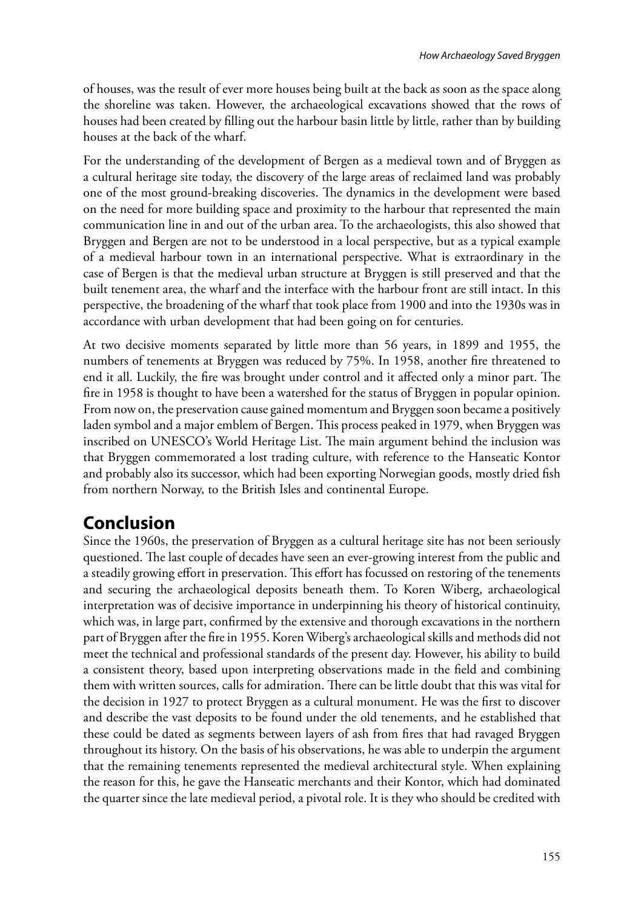of houses, was the result of ever more houses being built at the back as soon as the space along the shoreline was taken. However, the archaeological excavations showed that the rows of houses had been created by filling out the harbour basin little by little, rather than by building houses at the back of the wharf.

For the understanding of the development of Bergen as a medieval town and of Bryggen as a cultural heritage site today, the discovery of the large areas of reclaimed land was probably one of the most ground-breaking discoveries. The dynamics in the development were based on the need for more building space and proximity to the harbour that represented the main communication line in and out of the urban area. To the archaeologists, this also showed that Bryggen and Bergen are not to be understood in a local perspective, but as a typical example of a medieval harbour town in an international perspective. What is extraordinary in the case of Bergen is that the medieval urban structure at Bryggen is still preserved and that the built tenement area, the wharf and the interface with the harbour front are still intact. In this perspective, the broadening of the wharf that took place from 1900 and into the 1930s was in accordance with urban development that had been going on for centuries.

At two decisive moments separated by little more than 56 years, in 1899 and 1955, the numbers of tenements at Bryggen was reduced by 75%. In 1958, another fire threatened to end it all. Luckily, the fire was brought under control and it affected only a minor part. The fire in 1958 is thought to have been a watershed for the status of Bryggen in popular opinion. From now on, the preservation cause gained momentum and Bryggen soon became a positively laden symbol and a major emblem of Bergen. This process peaked in 1979, when Bryggen was inscribed on UNESCO's World Heritage List. The main argument behind the inclusion was that Bryggen commemorated a lost trading culture, with reference to the Hanseatic Kontor and probably also its successor, which had been exporting Norwegian goods, mostly dried fish from northern Norway, to the British Isles and continental Europe.

## Conclusion

Since the 1960s, the preservation of Bryggen as a cultural heritage site has not been seriously questioned. The last couple of decades have seen an ever-growing interest from the public and a steadily growing effort in preservation. This effort has focussed on restoring of the tenements and securing the archaeological deposits beneath them. To Koren Wiberg, archaeological interpretation was of decisive importance in underpinning his theory of historical continuity, which was, in large part, confirmed by the extensive and thorough excavations in the northern part of Bryggen after the fire in 1955. Koren Wiberg's archaeological skills and methods did not meet the technical and professional standards of the present day. However, his ability to build a consistent theory, based upon interpreting observations made in the field and combining them with written sources, calls for admiration. There can be little doubt that this was vital for the decision in 1927 to protect Bryggen as a cultural monument. He was the first to discover and describe the vast deposits to be found under the old tenements, and he established that these could be dated as segments between layers of ash from fires that had ravaged Bryggen throughout its history. On the basis of his observations, he was able to underpin the argument that the remaining tenements represented the medieval architectural style. When explaining the reason for this, he gave the Hanseatic merchants and their Kontor, which had dominated the quarter since the late medieval period, a pivotal role. It is they who should be credited with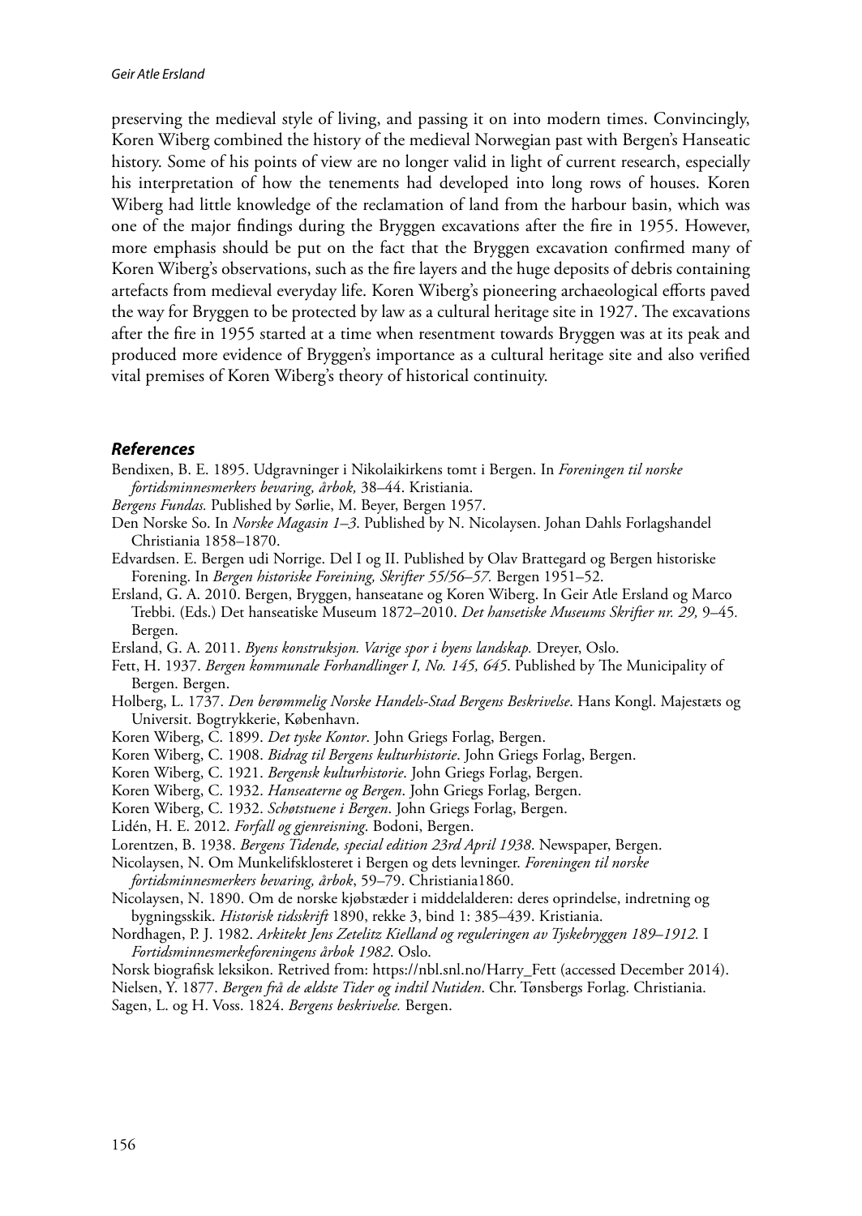preserving the medieval style of living, and passing it on into modern times. Convincingly, Koren Wiberg combined the history of the medieval Norwegian past with Bergen's Hanseatic history. Some of his points of view are no longer valid in light of current research, especially his interpretation of how the tenements had developed into long rows of houses. Koren Wiberg had little knowledge of the reclamation of land from the harbour basin, which was one of the major findings during the Bryggen excavations after the fire in 1955. However, more emphasis should be put on the fact that the Bryggen excavation confirmed many of Koren Wiberg's observations, such as the fire layers and the huge deposits of debris containing artefacts from medieval everyday life. Koren Wiberg's pioneering archaeological efforts paved the way for Bryggen to be protected by law as a cultural heritage site in 1927. The excavations after the fire in 1955 started at a time when resentment towards Bryggen was at its peak and produced more evidence of Bryggen's importance as a cultural heritage site and also verified vital premises of Koren Wiberg's theory of historical continuity.

### References

Bendixen, B. E. 1895. Udgravninger i Nikolaikirkens tomt i Bergen. In *Foreningen til norske fortidsminnesmerkers bevaring, årbok,* 38–44. Kristiania.

*Bergens Fundas.* Published by Sørlie, M. Beyer, Bergen 1957.

Den Norske So. In *Norske Magasin 1–3.* Published by N. Nicolaysen. Johan Dahls Forlagshandel Christiania 1858–1870.

Edvardsen. E. Bergen udi Norrige. Del I og II. Published by Olav Brattegard og Bergen historiske Forening. In *Bergen historiske Foreining, Skrifter 55/56–57.* Bergen 1951–52.

Ersland, G. A. 2010. Bergen, Bryggen, hanseatane og Koren Wiberg. In Geir Atle Ersland og Marco Trebbi. (Eds.) Det hanseatiske Museum 1872–2010. *Det hansetiske Museums Skrifter nr. 29,* 9–45*.* Bergen.

Ersland, G. A. 2011. *Byens konstruksjon. Varige spor i byens landskap.* Dreyer, Oslo.

Fett, H. 1937. *Bergen kommunale Forhandlinger I, No. 145, 645*. Published by The Municipality of Bergen. Bergen.

Holberg, L. 1737. *Den berømmelig Norske Handels-Stad Bergens Beskrivelse*. Hans Kongl. Majestæts og Universit. Bogtrykkerie, København.

Koren Wiberg, C. 1899. *Det tyske Kontor*. John Griegs Forlag, Bergen.

Koren Wiberg, C. 1908. *Bidrag til Bergens kulturhistorie*. John Griegs Forlag, Bergen.

Koren Wiberg, C. 1921. *Bergensk kulturhistorie*. John Griegs Forlag, Bergen.

Koren Wiberg, C. 1932. *Hanseaterne og Bergen*. John Griegs Forlag, Bergen.

Koren Wiberg, C. 1932. *Schøtstuene i Bergen*. John Griegs Forlag, Bergen.

Lidén, H. E. 2012. *Forfall og gjenreisning*. Bodoni, Bergen.

Lorentzen, B. 1938. *Bergens Tidende, special edition 23rd April 1938*. Newspaper, Bergen.

Nicolaysen, N. Om Munkelifsklosteret i Bergen og dets levninger. *Foreningen til norske fortidsminnesmerkers bevaring, årbok*, 59–79. Christiania1860.

Nicolaysen, N. 1890. Om de norske kjøbstæder i middelalderen: deres oprindelse, indretning og bygningsskik. *Historisk tidsskrift* 1890, rekke 3, bind 1: 385–439. Kristiania.

Nordhagen, P. J. 1982. *Arkitekt Jens Zetelitz Kielland og reguleringen av Tyskebryggen 189–1912.* I *Fortidsminnesmerkeforeningens årbok 1982*. Oslo.

Norsk biografisk leksikon. Retrived from: https://nbl.snl.no/Harry_Fett (accessed December 2014).

Nielsen, Y. 1877. *Bergen frå de ældste Tider og indtil Nutiden*. Chr. Tønsbergs Forlag. Christiania.

Sagen, L. og H. Voss. 1824. *Bergens beskrivelse.* Bergen.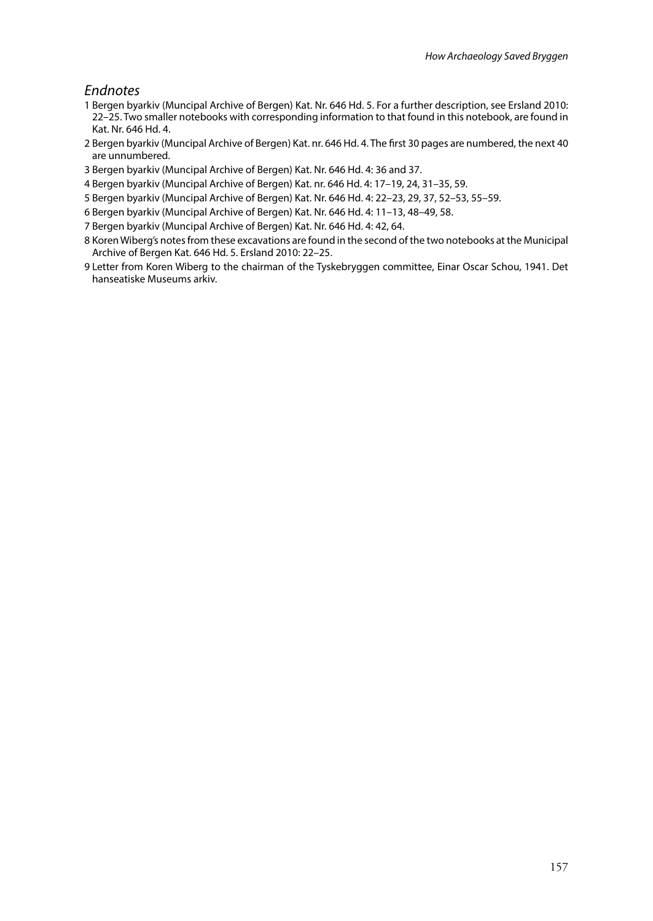## *Endnotes*

1 Bergen byarkiv (Muncipal Archive of Bergen) Kat. Nr. 646 Hd. 5. For a further description, see Ersland 2010: 22–25. Two smaller notebooks with corresponding information to that found in this notebook, are found in Kat. Nr. 646 Hd. 4.

2 Bergen byarkiv (Muncipal Archive of Bergen) Kat. nr. 646 Hd. 4. The first 30 pages are numbered, the next 40 are unnumbered.

3 Bergen byarkiv (Muncipal Archive of Bergen) Kat. Nr. 646 Hd. 4: 36 and 37.

4 Bergen byarkiv (Muncipal Archive of Bergen) Kat. nr. 646 Hd. 4: 17–19, 24, 31–35, 59.

5 Bergen byarkiv (Muncipal Archive of Bergen) Kat. Nr. 646 Hd. 4: 22–23, 29, 37, 52–53, 55–59.

6 Bergen byarkiv (Muncipal Archive of Bergen) Kat. Nr. 646 Hd. 4: 11–13, 48–49, 58.

7 Bergen byarkiv (Muncipal Archive of Bergen) Kat. Nr. 646 Hd. 4: 42, 64.

8 Koren Wiberg's notes from these excavations are found in the second of the two notebooks at the Municipal Archive of Bergen Kat. 646 Hd. 5. Ersland 2010: 22–25.

9 Letter from Koren Wiberg to the chairman of the Tyskebryggen committee, Einar Oscar Schou, 1941. Det hanseatiske Museums arkiv.